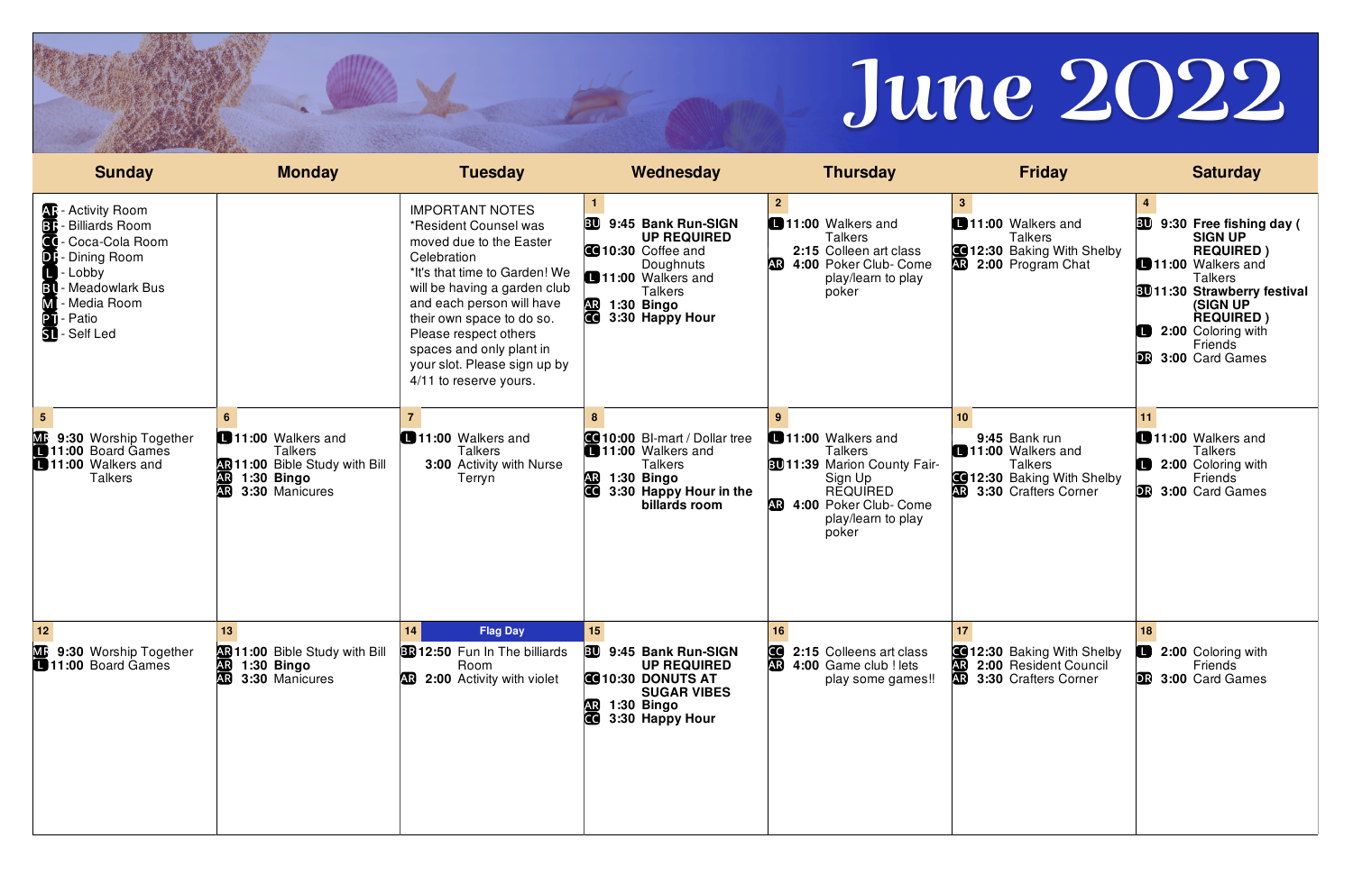# June 2022

| Sunday | Monday | Tuesday | Wednesday | Thursday | Friday | Saturday |
|---|---|---|---|---|---|---|
| AR - Activity Room<br>BR - Billiards Room<br>CC - Coca-Cola Room<br>DR - Dining Room<br>L - Lobby<br>BU - Meadowlark Bus<br>MR - Media Room<br>PT - Patio<br>SL - Self Led | | IMPORTANT NOTES<br>*Resident Counsel was moved due to the Easter Celebration<br>*It's that time to Garden! We will be having a garden club and each person will have their own space to do so. Please respect others spaces and only plant in your slot. Please sign up by 4/11 to reserve yours. | 1<br>BU **9:45 Bank Run-SIGN UP REQUIRED**<br>CC **10:30** Coffee and Doughnuts<br>L **11:00** Walkers and Talkers<br>AR **1:30 Bingo**<br>CC **3:30 Happy Hour** | 2<br>L **11:00** Walkers and Talkers<br>**2:15** Colleen art class<br>AR **4:00** Poker Club- Come play/learn to play poker | 3<br>L **11:00** Walkers and Talkers<br>CC **12:30** Baking With Shelby<br>AR **2:00** Program Chat | 4<br>BU **9:30 Free fishing day ( SIGN UP REQUIRED )**<br>L **11:00** Walkers and Talkers<br>BU **11:30 Strawberry festival (SIGN UP REQUIRED )**<br>L **2:00** Coloring with Friends<br>DR **3:00** Card Games |
| 5<br>MR **9:30** Worship Together<br>L **11:00** Board Games<br>L **11:00** Walkers and Talkers | 6<br>L **11:00** Walkers and Talkers<br>AR **11:00** Bible Study with Bill<br>AR **1:30 Bingo**<br>AR **3:30** Manicures | 7<br>L **11:00** Walkers and Talkers<br>**3:00** Activity with Nurse Terryn | 8<br>CC **10:00** BI-mart / Dollar tree<br>L **11:00** Walkers and Talkers<br>AR **1:30 Bingo**<br>CC **3:30 Happy Hour in the billards room** | 9<br>L **11:00** Walkers and Talkers<br>BU **11:39** Marion County Fair-Sign Up REQUIRED<br>AR **4:00** Poker Club- Come play/learn to play poker | 10<br>**9:45** Bank run<br>L **11:00** Walkers and Talkers<br>CC **12:30** Baking With Shelby<br>AR **3:30** Crafters Corner | 11<br>L **11:00** Walkers and Talkers<br>L **2:00** Coloring with Friends<br>DR **3:00** Card Games |
| 12<br>MR **9:30** Worship Together<br>L **11:00** Board Games | 13<br>AR **11:00** Bible Study with Bill<br>AR **1:30 Bingo**<br>AR **3:30** Manicures | 14 **Flag Day**<br>BR **12:50** Fun In The billiards Room<br>AR **2:00** Activity with violet | 15<br>BU **9:45 Bank Run-SIGN UP REQUIRED**<br>CC **10:30 DONUTS AT SUGAR VIBES**<br>AR **1:30 Bingo**<br>CC **3:30 Happy Hour** | 16<br>CC **2:15** Colleens art class<br>AR **4:00** Game club ! lets play some games!! | 17<br>CC **12:30** Baking With Shelby<br>AR **2:00** Resident Council<br>AR **3:30** Crafters Corner | 18<br>L **2:00** Coloring with Friends<br>DR **3:00** Card Games |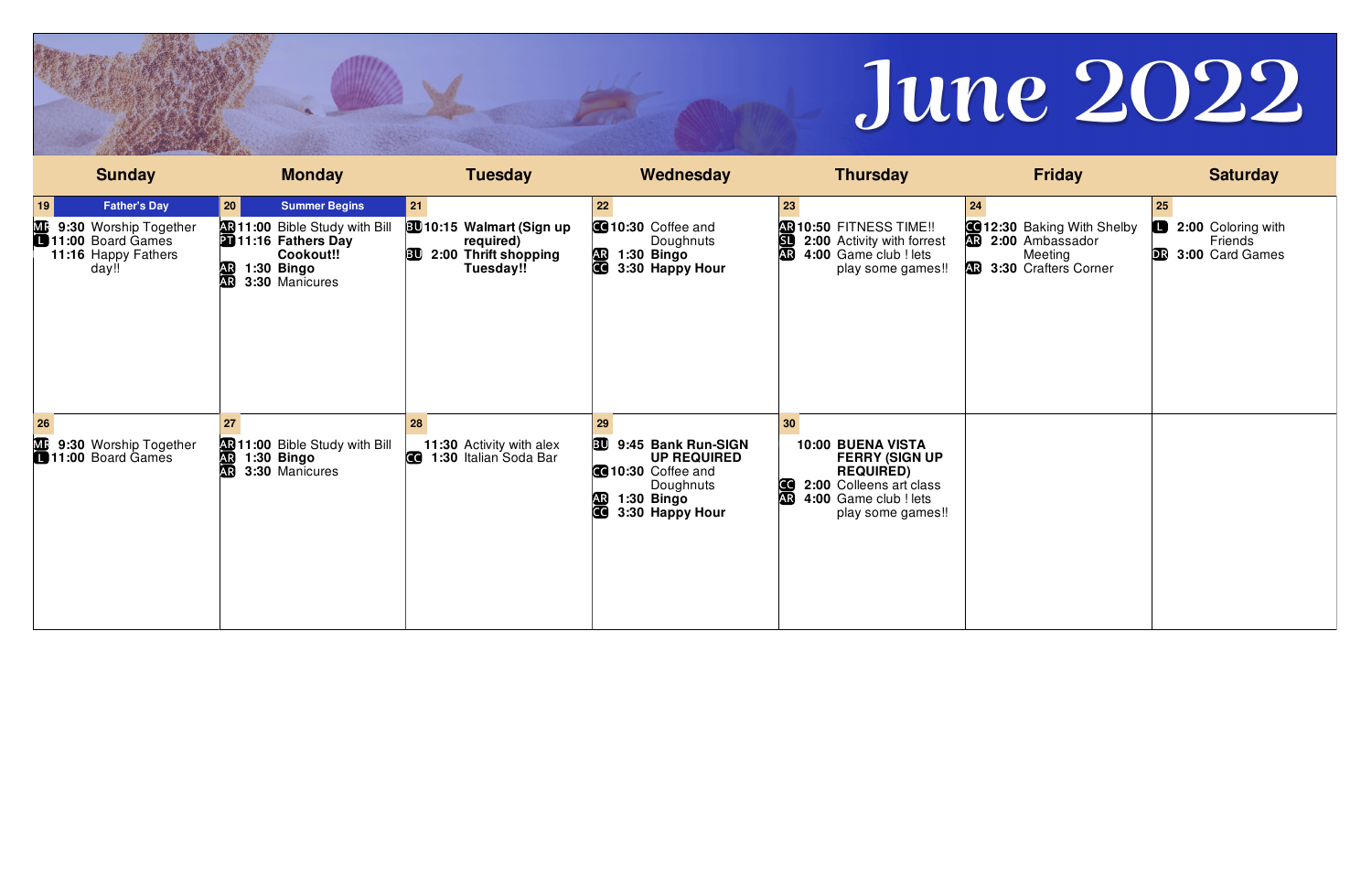# June 2022

| Sunday | Monday | Tuesday | Wednesday | Thursday | Friday | Saturday |
|---|---|---|---|---|---|---|
| **19** **Father's Day**<br>MF **9:30** Worship Together<br>L **11:00** Board Games<br>**11:16** Happy Fathers day!! | **20** **Summer Begins**<br>AR **11:00** Bible Study with Bill<br>PT **11:16** **Fathers Day Cookout!!**<br>AR **1:30** **Bingo**<br>AR **3:30** Manicures | **21**<br>BU **10:15** **Walmart (Sign up required)**<br>BU **2:00** **Thrift shopping Tuesday!!** | **22**<br>CC **10:30** Coffee and Doughnuts<br>AR **1:30** **Bingo**<br>CC **3:30** **Happy Hour** | **23**<br>AR **10:50** FITNESS TIME!!<br>SL **2:00** Activity with forrest<br>AR **4:00** Game club ! lets play some games!! | **24**<br>CC **12:30** Baking With Shelby<br>AR **2:00** Ambassador Meeting<br>AR **3:30** Crafters Corner | **25**<br>L **2:00** Coloring with Friends<br>DR **3:00** Card Games |
| **26**<br>MF **9:30** Worship Together<br>L **11:00** Board Games | **27**<br>AR **11:00** Bible Study with Bill<br>AR **1:30** **Bingo**<br>AR **3:30** Manicures | **28**<br>**11:30** Activity with alex<br>CC **1:30** Italian Soda Bar | **29**<br>BU **9:45** **Bank Run-SIGN UP REQUIRED**<br>CC **10:30** Coffee and Doughnuts<br>AR **1:30** **Bingo**<br>CC **3:30** **Happy Hour** | **30**<br>**10:00** **BUENA VISTA FERRY (SIGN UP REQUIRED)**<br>CC **2:00** Colleens art class<br>AR **4:00** Game club ! lets play some games!! | | |